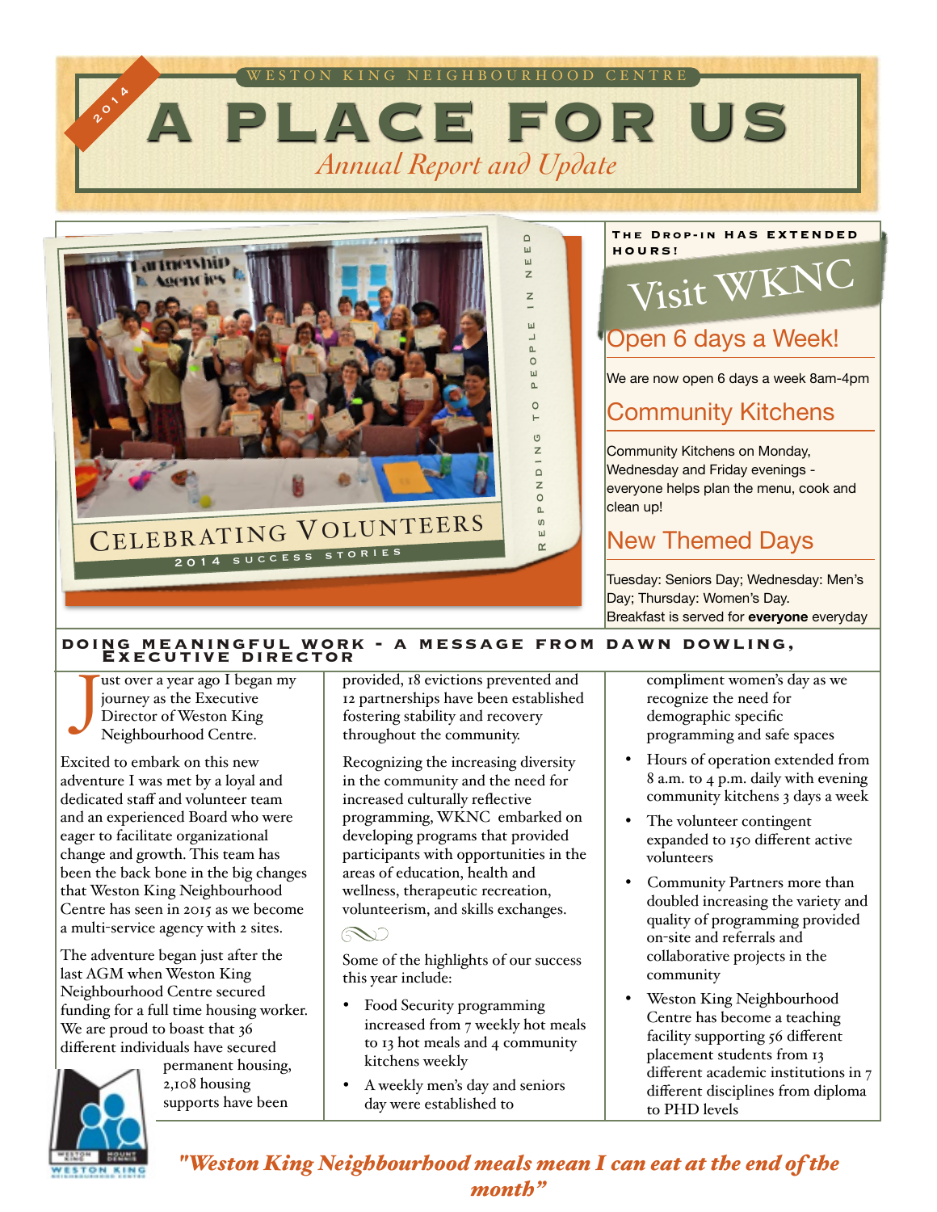WESTON KING NEIGHBOURHOOD CENTRE

2014

# A PLACE FOR US

*Annual Report and Update*

CELEBRATING VOLUNTEERS

2014 SUCCESS STORIES

RESPONDING TO PEOPLE IN NEED

**THE DROP-IN HAS EXTENDED HOURS!**

## Visit WKNC

### Open 6 days a Week!

We are now open 6 days a week 8am-4pm

### Community Kitchens

Community Kitchens on Monday, Wednesday and Friday evenings - everyone helps plan the menu, cook and clean up!

### New Themed Days

Tuesday: Seniors Day; Wednesday: Men's Day; Thursday: Women's Day.
Breakfast is served for **everyone** everyday

## DOING MEANINGFUL WORK - A MESSAGE FROM DAWN DOWLING, EXECUTIVE DIRECTOR

Just over a year ago I began my journey as the Executive Director of Weston King Neighbourhood Centre.

Excited to embark on this new adventure I was met by a loyal and dedicated staff and volunteer team and an experienced Board who were eager to facilitate organizational change and growth. This team has been the back bone in the big changes that Weston King Neighbourhood Centre has seen in 2015 as we become a multi-service agency with 2 sites.

The adventure began just after the last AGM when Weston King Neighbourhood Centre secured funding for a full time housing worker. We are proud to boast that 36 different individuals have secured permanent housing, 2,108 housing supports have been provided, 18 evictions prevented and 12 partnerships have been established fostering stability and recovery throughout the community.

Recognizing the increasing diversity in the community and the need for increased culturally reflective programming, WKNC embarked on developing programs that provided participants with opportunities in the areas of education, health and wellness, therapeutic recreation, volunteerism, and skills exchanges.

Some of the highlights of our success this year include:

- Food Security programming increased from 7 weekly hot meals to 13 hot meals and 4 community kitchens weekly
- A weekly men's day and seniors day were established to compliment women's day as we recognize the need for demographic specific programming and safe spaces
- Hours of operation extended from 8 a.m. to 4 p.m. daily with evening community kitchens 3 days a week
- The volunteer contingent expanded to 150 different active volunteers
- Community Partners more than doubled increasing the variety and quality of programming provided on-site and referrals and collaborative projects in the community
- Weston King Neighbourhood Centre has become a teaching facility supporting 56 different placement students from 13 different academic institutions in 7 different disciplines from diploma to PHD levels

*"Weston King Neighbourhood meals mean I can eat at the end of the month"*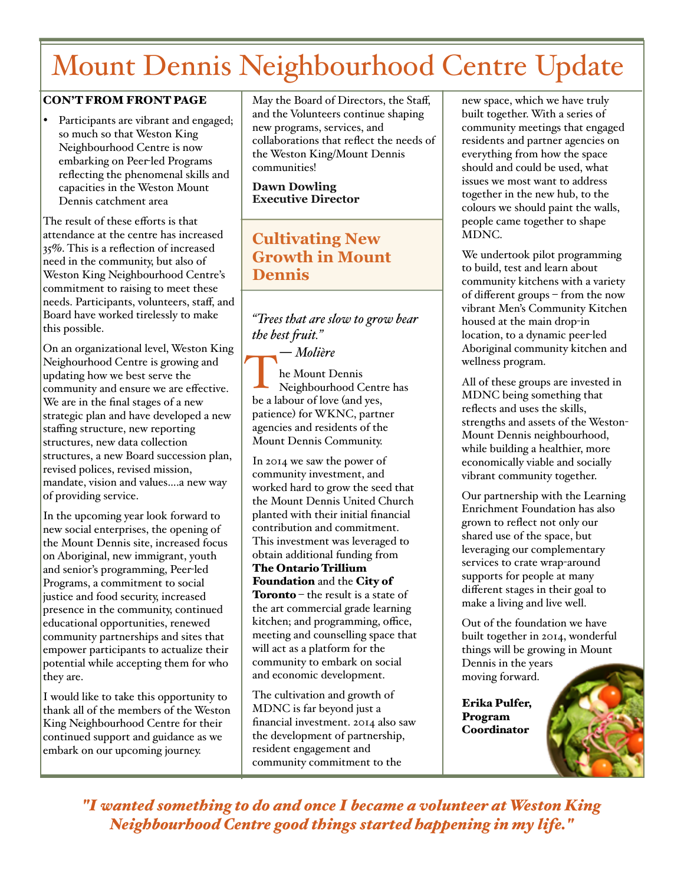# Mount Dennis Neighbourhood Centre Update

**CON'T FROM FRONT PAGE**

- Participants are vibrant and engaged; so much so that Weston King Neighbourhood Centre is now embarking on Peer-led Programs reflecting the phenomenal skills and capacities in the Weston Mount Dennis catchment area

The result of these efforts is that attendance at the centre has increased 35%. This is a reflection of increased need in the community, but also of Weston King Neighbourhood Centre's commitment to raising to meet these needs. Participants, volunteers, staff, and Board have worked tirelessly to make this possible.

On an organizational level, Weston King Neighourhood Centre is growing and updating how we best serve the community and ensure we are effective. We are in the final stages of a new strategic plan and have developed a new staffing structure, new reporting structures, new data collection structures, a new Board succession plan, revised polices, revised mission, mandate, vision and values….a new way of providing service.

In the upcoming year look forward to new social enterprises, the opening of the Mount Dennis site, increased focus on Aboriginal, new immigrant, youth and senior's programming, Peer-led Programs, a commitment to social justice and food security, increased presence in the community, continued educational opportunities, renewed community partnerships and sites that empower participants to actualize their potential while accepting them for who they are.

I would like to take this opportunity to thank all of the members of the Weston King Neighbourhood Centre for their continued support and guidance as we embark on our upcoming journey.

May the Board of Directors, the Staff, and the Volunteers continue shaping new programs, services, and collaborations that reflect the needs of the Weston King/Mount Dennis communities!

**Dawn Dowling**
**Executive Director**

## Cultivating New Growth in Mount Dennis

*"Trees that are slow to grow bear the best fruit."*
*— Molière*

The Mount Dennis Neighbourhood Centre has be a labour of love (and yes, patience) for WKNC, partner agencies and residents of the Mount Dennis Community.

In 2014 we saw the power of community investment, and worked hard to grow the seed that the Mount Dennis United Church planted with their initial financial contribution and commitment. This investment was leveraged to obtain additional funding from **The Ontario Trillium Foundation** and the **City of Toronto** – the result is a state of the art commercial grade learning kitchen; and programming, office, meeting and counselling space that will act as a platform for the community to embark on social and economic development.

The cultivation and growth of MDNC is far beyond just a financial investment. 2014 also saw the development of partnership, resident engagement and community commitment to the new space, which we have truly built together. With a series of community meetings that engaged residents and partner agencies on everything from how the space should and could be used, what issues we most want to address together in the new hub, to the colours we should paint the walls, people came together to shape MDNC.

We undertook pilot programming to build, test and learn about community kitchens with a variety of different groups – from the now vibrant Men's Community Kitchen housed at the main drop-in location, to a dynamic peer-led Aboriginal community kitchen and wellness program.

All of these groups are invested in MDNC being something that reflects and uses the skills, strengths and assets of the Weston-Mount Dennis neighbourhood, while building a healthier, more economically viable and socially vibrant community together.

Our partnership with the Learning Enrichment Foundation has also grown to reflect not only our shared use of the space, but leveraging our complementary services to crate wrap-around supports for people at many different stages in their goal to make a living and live well.

Out of the foundation we have built together in 2014, wonderful things will be growing in Mount Dennis in the years moving forward.

**Erika Pulfer,**
**Program Coordinator**

***"I wanted something to do and once I became a volunteer at Weston King Neighbourhood Centre good things started happening in my life."***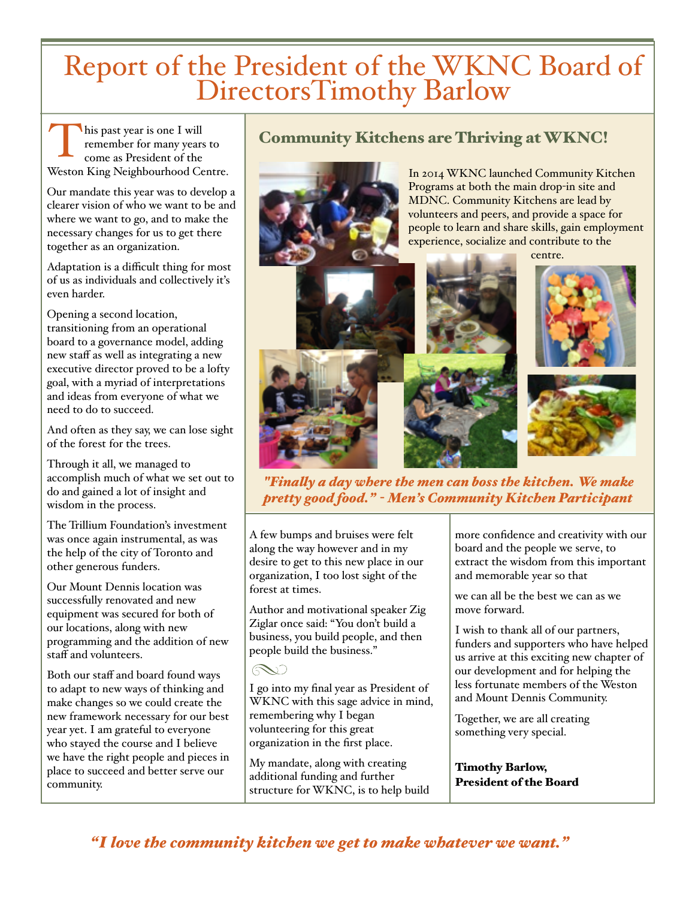# Report of the President of the WKNC Board of DirectorsTimothy Barlow

This past year is one I will remember for many years to come as President of the Weston King Neighbourhood Centre.

Our mandate this year was to develop a clearer vision of who we want to be and where we want to go, and to make the necessary changes for us to get there together as an organization.

Adaptation is a difficult thing for most of us as individuals and collectively it's even harder.

Opening a second location, transitioning from an operational board to a governance model, adding new staff as well as integrating a new executive director proved to be a lofty goal, with a myriad of interpretations and ideas from everyone of what we need to do to succeed.

And often as they say, we can lose sight of the forest for the trees.

Through it all, we managed to accomplish much of what we set out to do and gained a lot of insight and wisdom in the process.

The Trillium Foundation's investment was once again instrumental, as was the help of the city of Toronto and other generous funders.

Our Mount Dennis location was successfully renovated and new equipment was secured for both of our locations, along with new programming and the addition of new staff and volunteers.

Both our staff and board found ways to adapt to new ways of thinking and make changes so we could create the new framework necessary for our best year yet. I am grateful to everyone who stayed the course and I believe we have the right people and pieces in place to succeed and better serve our community.

## Community Kitchens are Thriving at WKNC!

In 2014 WKNC launched Community Kitchen Programs at both the main drop-in site and MDNC. Community Kitchens are lead by volunteers and peers, and provide a space for people to learn and share skills, gain employment experience, socialize and contribute to the centre.

*"Finally a day where the men can boss the kitchen. We make pretty good food." - Men's Community Kitchen Participant*

A few bumps and bruises were felt along the way however and in my desire to get to this new place in our organization, I too lost sight of the forest at times.

Author and motivational speaker Zig Ziglar once said: "You don't build a business, you build people, and then people build the business."

I go into my final year as President of WKNC with this sage advice in mind, remembering why I began volunteering for this great organization in the first place.

My mandate, along with creating additional funding and further structure for WKNC, is to help build more confidence and creativity with our board and the people we serve, to extract the wisdom from this important and memorable year so that

we can all be the best we can as we move forward.

I wish to thank all of our partners, funders and supporters who have helped us arrive at this exciting new chapter of our development and for helping the less fortunate members of the Weston and Mount Dennis Community.

Together, we are all creating something very special.

**Timothy Barlow,**
**President of the Board**

*"I love the community kitchen we get to make whatever we want."*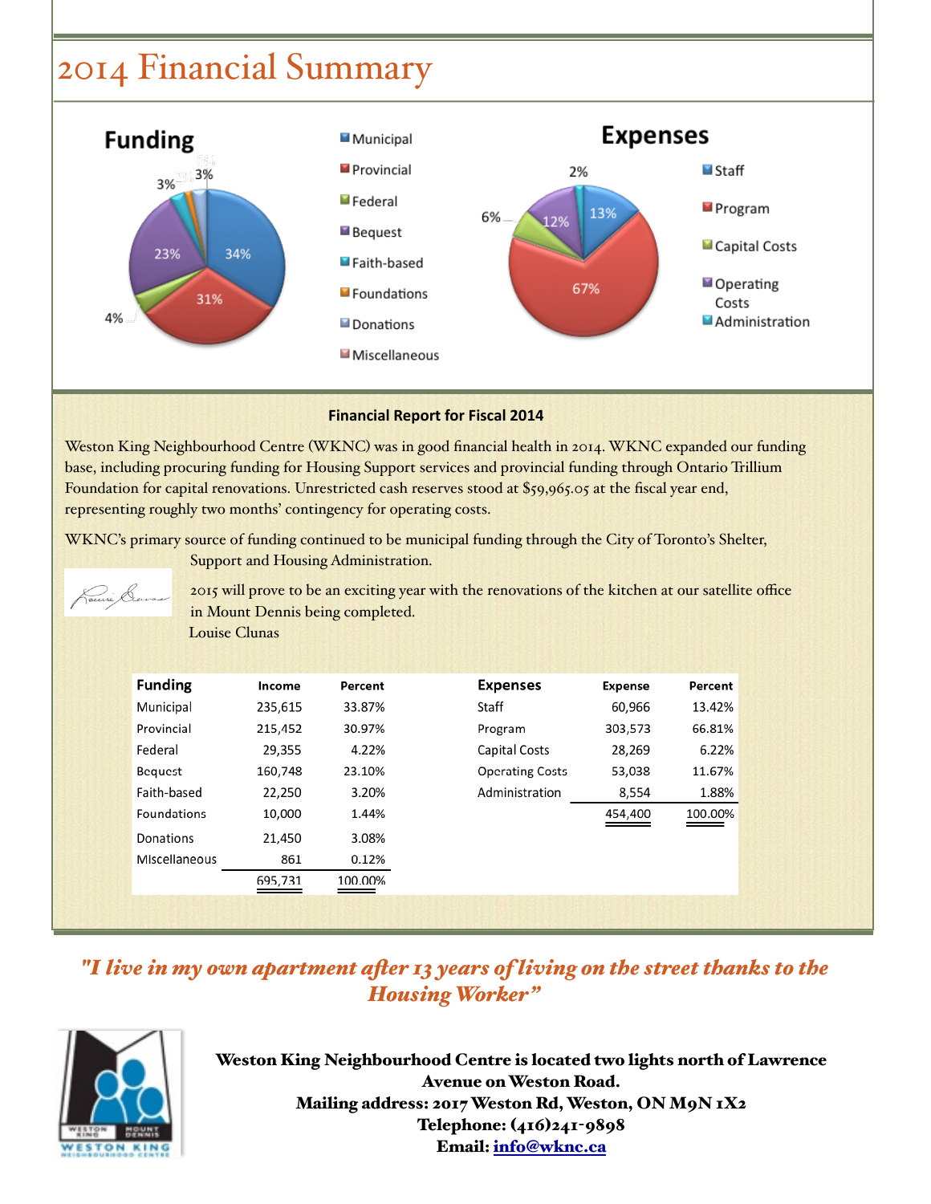# 2014 Financial Summary

**Funding**

34%
31%
4%
23%
3%
3%

Municipal
Provincial
Federal
Bequest
Faith-based
Foundations
Donations
Miscellaneous

**Expenses**

13%
67%
6%
12%
2%

Staff
Program
Capital Costs
Operating Costs
Administration

**Financial Report for Fiscal 2014**

Weston King Neighbourhood Centre (WKNC) was in good financial health in 2014. WKNC expanded our funding base, including procuring funding for Housing Support services and provincial funding through Ontario Trillium Foundation for capital renovations. Unrestricted cash reserves stood at $59,965.05 at the fiscal year end, representing roughly two months' contingency for operating costs.

WKNC's primary source of funding continued to be municipal funding through the City of Toronto's Shelter, Support and Housing Administration.

2015 will prove to be an exciting year with the renovations of the kitchen at our satellite office in Mount Dennis being completed.

Louise Clunas

| Funding | Income | Percent |
|---|---|---|
| Municipal | 235,615 | 33.87% |
| Provincial | 215,452 | 30.97% |
| Federal | 29,355 | 4.22% |
| Bequest | 160,748 | 23.10% |
| Faith-based | 22,250 | 3.20% |
| Foundations | 10,000 | 1.44% |
| Donations | 21,450 | 3.08% |
| Miscellaneous | 861 | 0.12% |
| | 695,731 | 100.00% |

| Expenses | Expense | Percent |
|---|---|---|
| Staff | 60,966 | 13.42% |
| Program | 303,573 | 66.81% |
| Capital Costs | 28,269 | 6.22% |
| Operating Costs | 53,038 | 11.67% |
| Administration | 8,554 | 1.88% |
| | 454,400 | 100.00% |

***"I live in my own apartment after 13 years of living on the street thanks to the Housing Worker"***

**Weston King Neighbourhood Centre is located two lights north of Lawrence Avenue on Weston Road.**
**Mailing address: 2017 Weston Rd, Weston, ON M9N 1X2**
**Telephone: (416)241-9898**
**Email: info@wknc.ca**